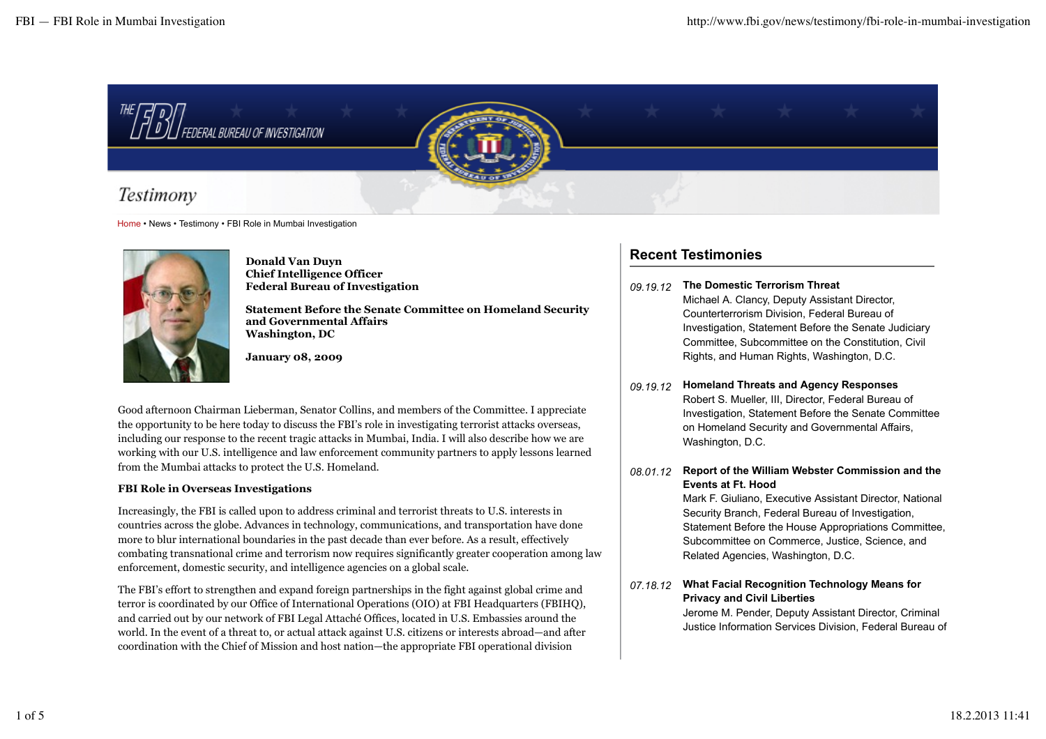# Testimony

Home • News • Testimony • FBI Role in Mumbai Investigation

**Donald Van Duyn**
**Chief Intelligence Officer**
**Federal Bureau of Investigation**

**Statement Before the Senate Committee on Homeland Security and Governmental Affairs**
**Washington, DC**

**January 08, 2009**

Good afternoon Chairman Lieberman, Senator Collins, and members of the Committee. I appreciate the opportunity to be here today to discuss the FBI's role in investigating terrorist attacks overseas, including our response to the recent tragic attacks in Mumbai, India. I will also describe how we are working with our U.S. intelligence and law enforcement community partners to apply lessons learned from the Mumbai attacks to protect the U.S. Homeland.

**FBI Role in Overseas Investigations**

Increasingly, the FBI is called upon to address criminal and terrorist threats to U.S. interests in countries across the globe. Advances in technology, communications, and transportation have done more to blur international boundaries in the past decade than ever before. As a result, effectively combating transnational crime and terrorism now requires significantly greater cooperation among law enforcement, domestic security, and intelligence agencies on a global scale.

The FBI's effort to strengthen and expand foreign partnerships in the fight against global crime and terror is coordinated by our Office of International Operations (OIO) at FBI Headquarters (FBIHQ), and carried out by our network of FBI Legal Attaché Offices, located in U.S. Embassies around the world. In the event of a threat to, or actual attack against U.S. citizens or interests abroad—and after coordination with the Chief of Mission and host nation—the appropriate FBI operational division

## Recent Testimonies

*09.19.12* **The Domestic Terrorism Threat**
Michael A. Clancy, Deputy Assistant Director, Counterterrorism Division, Federal Bureau of Investigation, Statement Before the Senate Judiciary Committee, Subcommittee on the Constitution, Civil Rights, and Human Rights, Washington, D.C.

*09.19.12* **Homeland Threats and Agency Responses**
Robert S. Mueller, III, Director, Federal Bureau of Investigation, Statement Before the Senate Committee on Homeland Security and Governmental Affairs, Washington, D.C.

*08.01.12* **Report of the William Webster Commission and the Events at Ft. Hood**
Mark F. Giuliano, Executive Assistant Director, National Security Branch, Federal Bureau of Investigation, Statement Before the House Appropriations Committee, Subcommittee on Commerce, Justice, Science, and Related Agencies, Washington, D.C.

*07.18.12* **What Facial Recognition Technology Means for Privacy and Civil Liberties**
Jerome M. Pender, Deputy Assistant Director, Criminal Justice Information Services Division, Federal Bureau of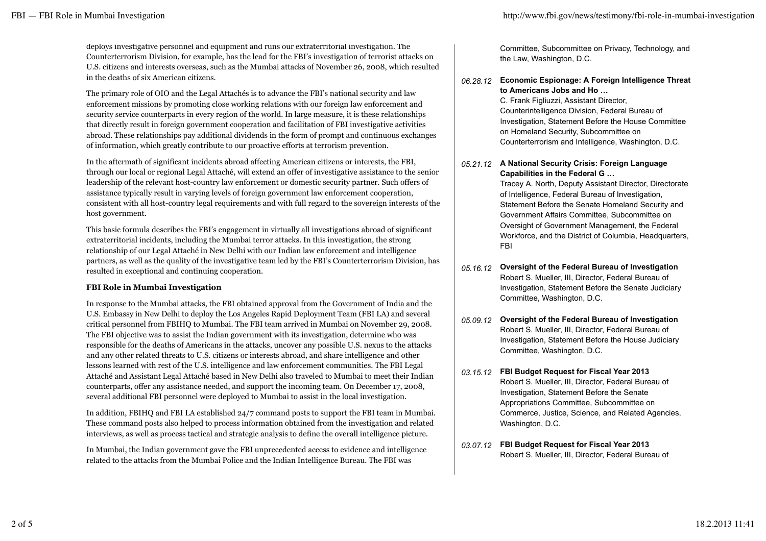deploys investigative personnel and equipment and runs our extraterritorial investigation. The Counterterrorism Division, for example, has the lead for the FBI's investigation of terrorist attacks on U.S. citizens and interests overseas, such as the Mumbai attacks of November 26, 2008, which resulted in the deaths of six American citizens.

The primary role of OIO and the Legal Attachés is to advance the FBI's national security and law enforcement missions by promoting close working relations with our foreign law enforcement and security service counterparts in every region of the world. In large measure, it is these relationships that directly result in foreign government cooperation and facilitation of FBI investigative activities abroad. These relationships pay additional dividends in the form of prompt and continuous exchanges of information, which greatly contribute to our proactive efforts at terrorism prevention.

In the aftermath of significant incidents abroad affecting American citizens or interests, the FBI, through our local or regional Legal Attaché, will extend an offer of investigative assistance to the senior leadership of the relevant host-country law enforcement or domestic security partner. Such offers of assistance typically result in varying levels of foreign government law enforcement cooperation, consistent with all host-country legal requirements and with full regard to the sovereign interests of the host government.

This basic formula describes the FBI's engagement in virtually all investigations abroad of significant extraterritorial incidents, including the Mumbai terror attacks. In this investigation, the strong relationship of our Legal Attaché in New Delhi with our Indian law enforcement and intelligence partners, as well as the quality of the investigative team led by the FBI's Counterterrorism Division, has resulted in exceptional and continuing cooperation.

**FBI Role in Mumbai Investigation**

In response to the Mumbai attacks, the FBI obtained approval from the Government of India and the U.S. Embassy in New Delhi to deploy the Los Angeles Rapid Deployment Team (FBI LA) and several critical personnel from FBIHQ to Mumbai. The FBI team arrived in Mumbai on November 29, 2008. The FBI objective was to assist the Indian government with its investigation, determine who was responsible for the deaths of Americans in the attacks, uncover any possible U.S. nexus to the attacks and any other related threats to U.S. citizens or interests abroad, and share intelligence and other lessons learned with rest of the U.S. intelligence and law enforcement communities. The FBI Legal Attaché and Assistant Legal Attaché based in New Delhi also traveled to Mumbai to meet their Indian counterparts, offer any assistance needed, and support the incoming team. On December 17, 2008, several additional FBI personnel were deployed to Mumbai to assist in the local investigation.

In addition, FBIHQ and FBI LA established 24/7 command posts to support the FBI team in Mumbai. These command posts also helped to process information obtained from the investigation and related interviews, as well as process tactical and strategic analysis to define the overall intelligence picture.

In Mumbai, the Indian government gave the FBI unprecedented access to evidence and intelligence related to the attacks from the Mumbai Police and the Indian Intelligence Bureau. The FBI was

Committee, Subcommittee on Privacy, Technology, and the Law, Washington, D.C.

*06.28.12* **Economic Espionage: A Foreign Intelligence Threat to Americans Jobs and Ho …**
C. Frank Figliuzzi, Assistant Director, Counterintelligence Division, Federal Bureau of Investigation, Statement Before the House Committee on Homeland Security, Subcommittee on Counterterrorism and Intelligence, Washington, D.C.

*05.21.12* **A National Security Crisis: Foreign Language Capabilities in the Federal G …**
Tracey A. North, Deputy Assistant Director, Directorate of Intelligence, Federal Bureau of Investigation, Statement Before the Senate Homeland Security and Government Affairs Committee, Subcommittee on Oversight of Government Management, the Federal Workforce, and the District of Columbia, Headquarters, FBI

*05.16.12* **Oversight of the Federal Bureau of Investigation**
Robert S. Mueller, III, Director, Federal Bureau of Investigation, Statement Before the Senate Judiciary Committee, Washington, D.C.

*05.09.12* **Oversight of the Federal Bureau of Investigation**
Robert S. Mueller, III, Director, Federal Bureau of Investigation, Statement Before the House Judiciary Committee, Washington, D.C.

*03.15.12* **FBI Budget Request for Fiscal Year 2013**
Robert S. Mueller, III, Director, Federal Bureau of Investigation, Statement Before the Senate Appropriations Committee, Subcommittee on Commerce, Justice, Science, and Related Agencies, Washington, D.C.

*03.07.12* **FBI Budget Request for Fiscal Year 2013**
Robert S. Mueller, III, Director, Federal Bureau of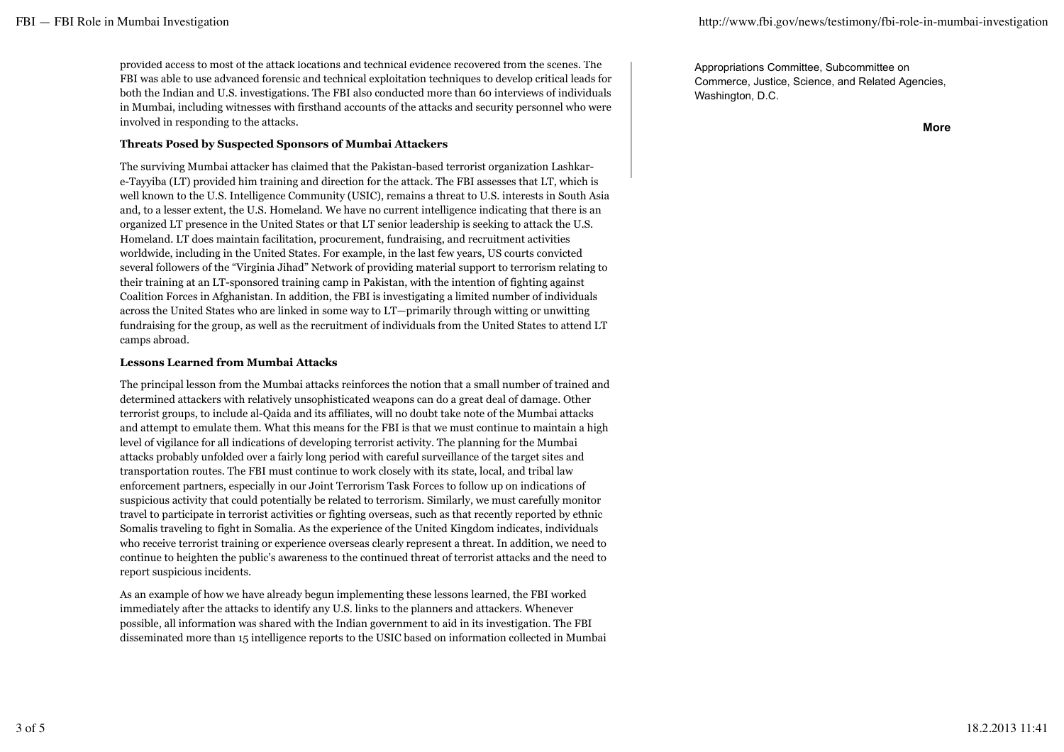provided access to most of the attack locations and technical evidence recovered from the scenes. The FBI was able to use advanced forensic and technical exploitation techniques to develop critical leads for both the Indian and U.S. investigations. The FBI also conducted more than 60 interviews of individuals in Mumbai, including witnesses with firsthand accounts of the attacks and security personnel who were involved in responding to the attacks.

**Threats Posed by Suspected Sponsors of Mumbai Attackers**

The surviving Mumbai attacker has claimed that the Pakistan-based terrorist organization Lashkar-e-Tayyiba (LT) provided him training and direction for the attack. The FBI assesses that LT, which is well known to the U.S. Intelligence Community (USIC), remains a threat to U.S. interests in South Asia and, to a lesser extent, the U.S. Homeland. We have no current intelligence indicating that there is an organized LT presence in the United States or that LT senior leadership is seeking to attack the U.S. Homeland. LT does maintain facilitation, procurement, fundraising, and recruitment activities worldwide, including in the United States. For example, in the last few years, US courts convicted several followers of the "Virginia Jihad" Network of providing material support to terrorism relating to their training at an LT-sponsored training camp in Pakistan, with the intention of fighting against Coalition Forces in Afghanistan. In addition, the FBI is investigating a limited number of individuals across the United States who are linked in some way to LT—primarily through witting or unwitting fundraising for the group, as well as the recruitment of individuals from the United States to attend LT camps abroad.

**Lessons Learned from Mumbai Attacks**

The principal lesson from the Mumbai attacks reinforces the notion that a small number of trained and determined attackers with relatively unsophisticated weapons can do a great deal of damage. Other terrorist groups, to include al-Qaida and its affiliates, will no doubt take note of the Mumbai attacks and attempt to emulate them. What this means for the FBI is that we must continue to maintain a high level of vigilance for all indications of developing terrorist activity. The planning for the Mumbai attacks probably unfolded over a fairly long period with careful surveillance of the target sites and transportation routes. The FBI must continue to work closely with its state, local, and tribal law enforcement partners, especially in our Joint Terrorism Task Forces to follow up on indications of suspicious activity that could potentially be related to terrorism. Similarly, we must carefully monitor travel to participate in terrorist activities or fighting overseas, such as that recently reported by ethnic Somalis traveling to fight in Somalia. As the experience of the United Kingdom indicates, individuals who receive terrorist training or experience overseas clearly represent a threat. In addition, we need to continue to heighten the public's awareness to the continued threat of terrorist attacks and the need to report suspicious incidents.

As an example of how we have already begun implementing these lessons learned, the FBI worked immediately after the attacks to identify any U.S. links to the planners and attackers. Whenever possible, all information was shared with the Indian government to aid in its investigation. The FBI disseminated more than 15 intelligence reports to the USIC based on information collected in Mumbai

Appropriations Committee, Subcommittee on Commerce, Justice, Science, and Related Agencies, Washington, D.C.

**More**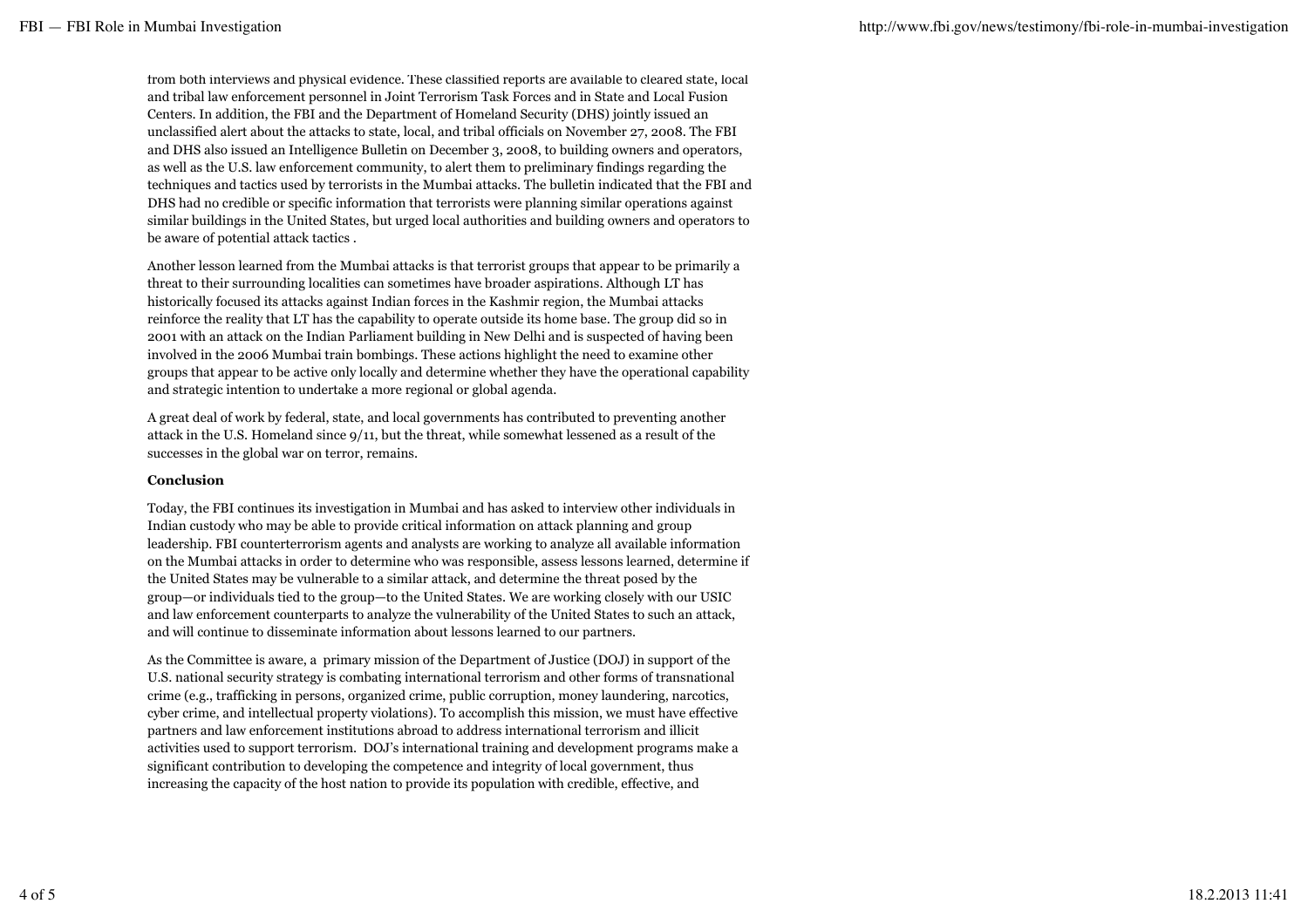from both interviews and physical evidence. These classified reports are available to cleared state, local and tribal law enforcement personnel in Joint Terrorism Task Forces and in State and Local Fusion Centers. In addition, the FBI and the Department of Homeland Security (DHS) jointly issued an unclassified alert about the attacks to state, local, and tribal officials on November 27, 2008. The FBI and DHS also issued an Intelligence Bulletin on December 3, 2008, to building owners and operators, as well as the U.S. law enforcement community, to alert them to preliminary findings regarding the techniques and tactics used by terrorists in the Mumbai attacks. The bulletin indicated that the FBI and DHS had no credible or specific information that terrorists were planning similar operations against similar buildings in the United States, but urged local authorities and building owners and operators to be aware of potential attack tactics .

Another lesson learned from the Mumbai attacks is that terrorist groups that appear to be primarily a threat to their surrounding localities can sometimes have broader aspirations. Although LT has historically focused its attacks against Indian forces in the Kashmir region, the Mumbai attacks reinforce the reality that LT has the capability to operate outside its home base. The group did so in 2001 with an attack on the Indian Parliament building in New Delhi and is suspected of having been involved in the 2006 Mumbai train bombings. These actions highlight the need to examine other groups that appear to be active only locally and determine whether they have the operational capability and strategic intention to undertake a more regional or global agenda.

A great deal of work by federal, state, and local governments has contributed to preventing another attack in the U.S. Homeland since 9/11, but the threat, while somewhat lessened as a result of the successes in the global war on terror, remains.

**Conclusion**

Today, the FBI continues its investigation in Mumbai and has asked to interview other individuals in Indian custody who may be able to provide critical information on attack planning and group leadership. FBI counterterrorism agents and analysts are working to analyze all available information on the Mumbai attacks in order to determine who was responsible, assess lessons learned, determine if the United States may be vulnerable to a similar attack, and determine the threat posed by the group—or individuals tied to the group—to the United States. We are working closely with our USIC and law enforcement counterparts to analyze the vulnerability of the United States to such an attack, and will continue to disseminate information about lessons learned to our partners.

As the Committee is aware, a primary mission of the Department of Justice (DOJ) in support of the U.S. national security strategy is combating international terrorism and other forms of transnational crime (e.g., trafficking in persons, organized crime, public corruption, money laundering, narcotics, cyber crime, and intellectual property violations). To accomplish this mission, we must have effective partners and law enforcement institutions abroad to address international terrorism and illicit activities used to support terrorism. DOJ's international training and development programs make a significant contribution to developing the competence and integrity of local government, thus increasing the capacity of the host nation to provide its population with credible, effective, and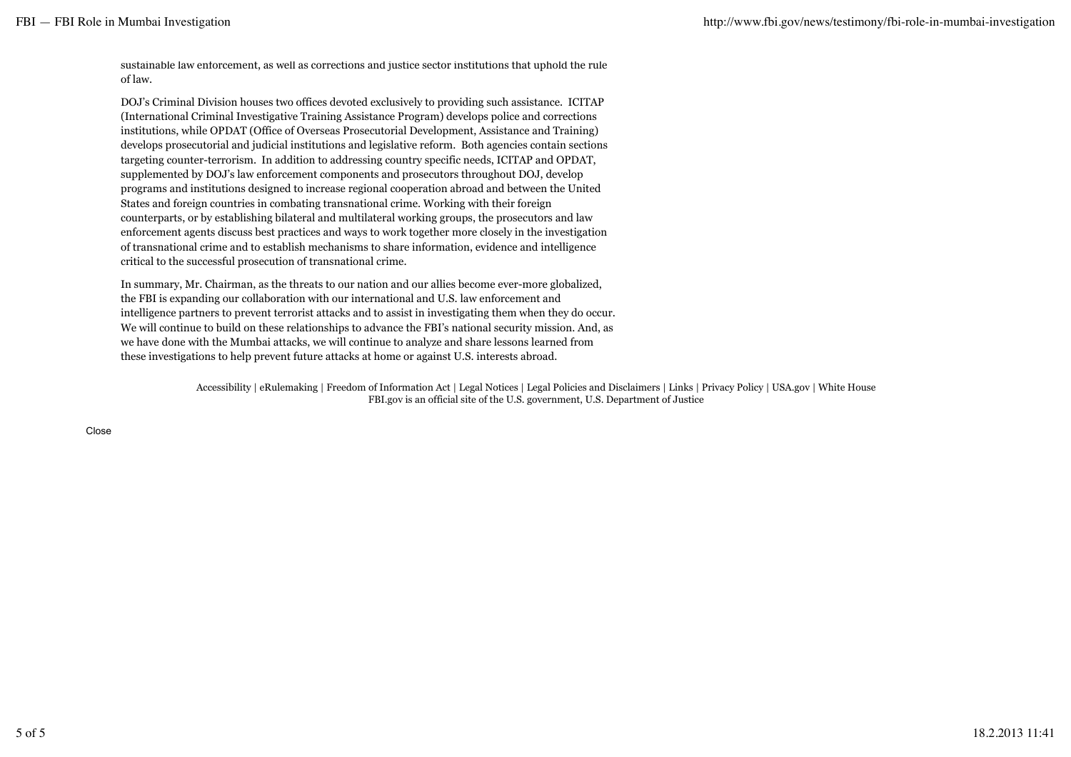sustainable law enforcement, as well as corrections and justice sector institutions that uphold the rule of law.

DOJ's Criminal Division houses two offices devoted exclusively to providing such assistance. ICITAP (International Criminal Investigative Training Assistance Program) develops police and corrections institutions, while OPDAT (Office of Overseas Prosecutorial Development, Assistance and Training) develops prosecutorial and judicial institutions and legislative reform. Both agencies contain sections targeting counter-terrorism. In addition to addressing country specific needs, ICITAP and OPDAT, supplemented by DOJ's law enforcement components and prosecutors throughout DOJ, develop programs and institutions designed to increase regional cooperation abroad and between the United States and foreign countries in combating transnational crime. Working with their foreign counterparts, or by establishing bilateral and multilateral working groups, the prosecutors and law enforcement agents discuss best practices and ways to work together more closely in the investigation of transnational crime and to establish mechanisms to share information, evidence and intelligence critical to the successful prosecution of transnational crime.

In summary, Mr. Chairman, as the threats to our nation and our allies become ever-more globalized, the FBI is expanding our collaboration with our international and U.S. law enforcement and intelligence partners to prevent terrorist attacks and to assist in investigating them when they do occur. We will continue to build on these relationships to advance the FBI's national security mission. And, as we have done with the Mumbai attacks, we will continue to analyze and share lessons learned from these investigations to help prevent future attacks at home or against U.S. interests abroad.

Accessibility | eRulemaking | Freedom of Information Act | Legal Notices | Legal Policies and Disclaimers | Links | Privacy Policy | USA.gov | White House
FBI.gov is an official site of the U.S. government, U.S. Department of Justice

Close